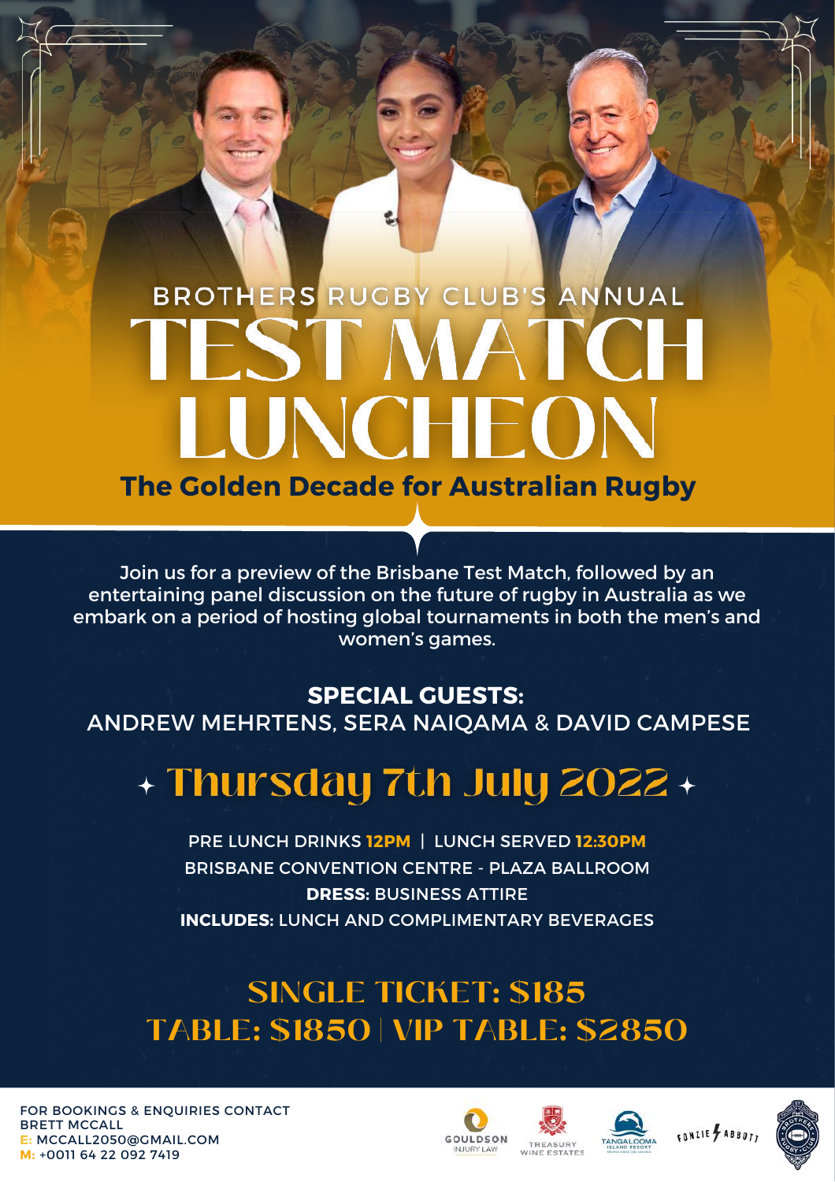BROTHERS RUGBY CLUB'S ANNUAL

# TEST MATCH LUNCHEON

## The Golden Decade for Australian Rugby

Join us for a preview of the Brisbane Test Match, followed by an entertaining panel discussion on the future of rugby in Australia as we embark on a period of hosting global tournaments in both the men's and women's games.

**SPECIAL GUESTS:**
ANDREW MEHRTENS, SERA NAIQAMA & DAVID CAMPESE

## Thursday 7th July 2022

PRE LUNCH DRINKS **12PM** | LUNCH SERVED **12:30PM**
BRISBANE CONVENTION CENTRE - PLAZA BALLROOM
**DRESS:** BUSINESS ATTIRE
**INCLUDES:** LUNCH AND COMPLIMENTARY BEVERAGES

## SINGLE TICKET: $185
## TABLE: $1850 | VIP TABLE: $2850

FOR BOOKINGS & ENQUIRIES CONTACT
BRETT MCCALL
**E:** MCCALL2050@GMAIL.COM
**M:** +0011 64 22 092 7419

GOULDSON INJURY LAW | TREASURY WINE ESTATES | TANGALOOMA ISLAND RESORT | FONZIE ABBOTT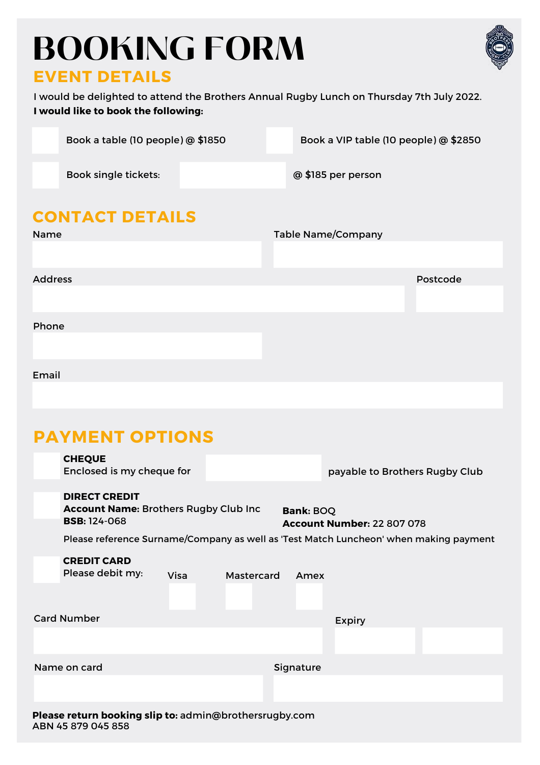# BOOKING FORM

## EVENT DETAILS

I would be delighted to attend the Brothers Annual Rugby Lunch on Thursday 7th July 2022.

**I would like to book the following:**

- [ ] Book a table (10 people) @ $1850
- [ ] Book a VIP table (10 people) @ $2850
- [ ] Book single tickets: ____________ @ $185 per person

## CONTACT DETAILS

Name

Table Name/Company

Address

Postcode

Phone

Email

## PAYMENT OPTIONS

- [ ] **CHEQUE**
  Enclosed is my cheque for ____________ payable to Brothers Rugby Club

- [ ] **DIRECT CREDIT**
  **Account Name:** Brothers Rugby Club Inc
  **BSB:** 124-068
  **Bank:** BOQ
  **Account Number:** 22 807 078
  Please reference Surname/Company as well as 'Test Match Luncheon' when making payment

- [ ] **CREDIT CARD**
  Please debit my: Visa [ ] Mastercard [ ] Amex [ ]

Card Number

Expiry

Name on card

Signature

**Please return booking slip to:** admin@brothersrugby.com
ABN 45 879 045 858